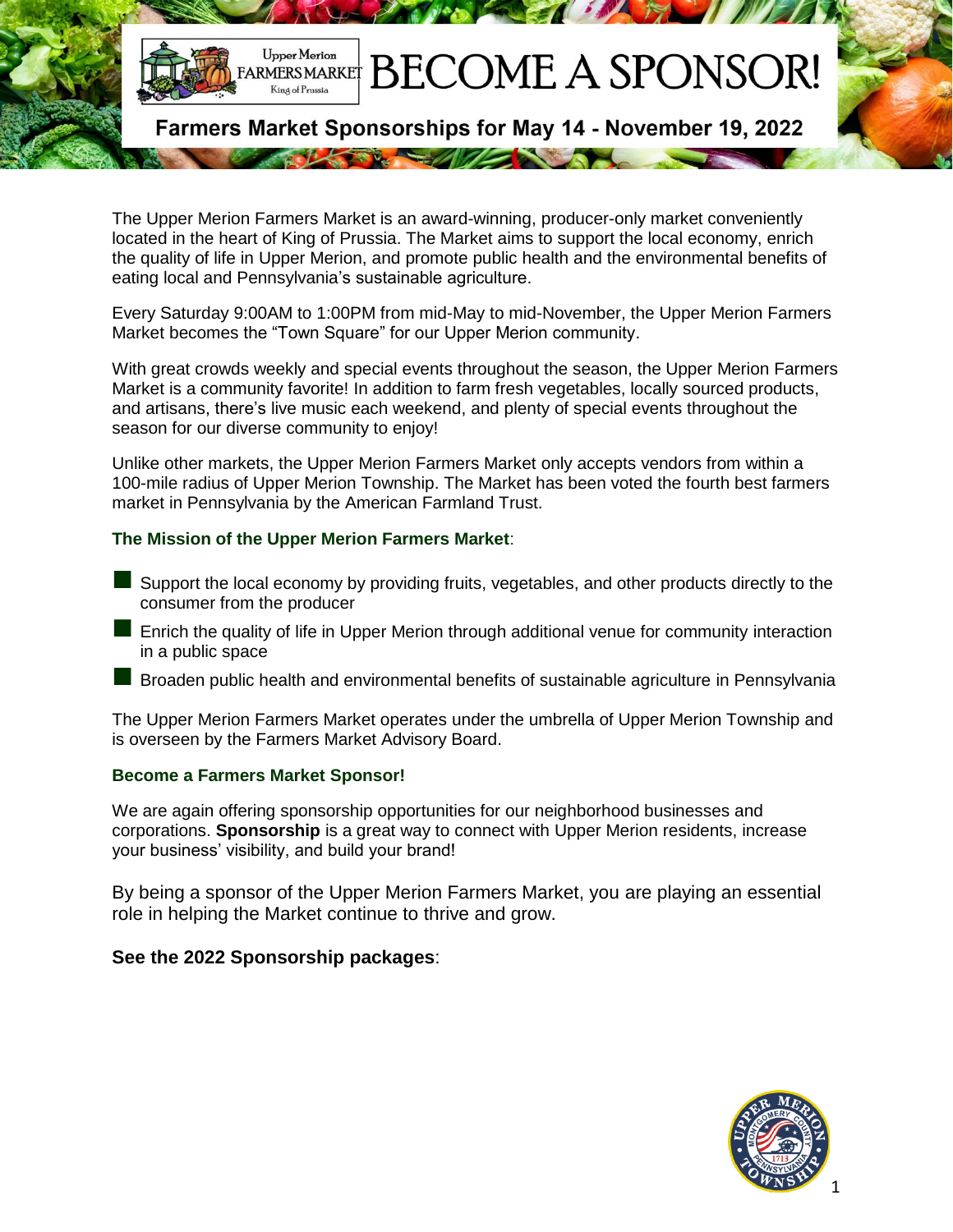# BECOME A SPONSOR!

## Farmers Market Sponsorships for May 14 - November 19, 2022

The Upper Merion Farmers Market is an award-winning, producer-only market conveniently located in the heart of King of Prussia. The Market aims to support the local economy, enrich the quality of life in Upper Merion, and promote public health and the environmental benefits of eating local and Pennsylvania's sustainable agriculture.

Every Saturday 9:00AM to 1:00PM from mid-May to mid-November, the Upper Merion Farmers Market becomes the "Town Square" for our Upper Merion community.

With great crowds weekly and special events throughout the season, the Upper Merion Farmers Market is a community favorite! In addition to farm fresh vegetables, locally sourced products, and artisans, there's live music each weekend, and plenty of special events throughout the season for our diverse community to enjoy!

Unlike other markets, the Upper Merion Farmers Market only accepts vendors from within a 100-mile radius of Upper Merion Township. The Market has been voted the fourth best farmers market in Pennsylvania by the American Farmland Trust.

### The Mission of the Upper Merion Farmers Market:

- Support the local economy by providing fruits, vegetables, and other products directly to the consumer from the producer
- Enrich the quality of life in Upper Merion through additional venue for community interaction in a public space
- Broaden public health and environmental benefits of sustainable agriculture in Pennsylvania

The Upper Merion Farmers Market operates under the umbrella of Upper Merion Township and is overseen by the Farmers Market Advisory Board.

### Become a Farmers Market Sponsor!

We are again offering sponsorship opportunities for our neighborhood businesses and corporations. **Sponsorship** is a great way to connect with Upper Merion residents, increase your business' visibility, and build your brand!

By being a sponsor of the Upper Merion Farmers Market, you are playing an essential role in helping the Market continue to thrive and grow.

**See the 2022 Sponsorship packages**: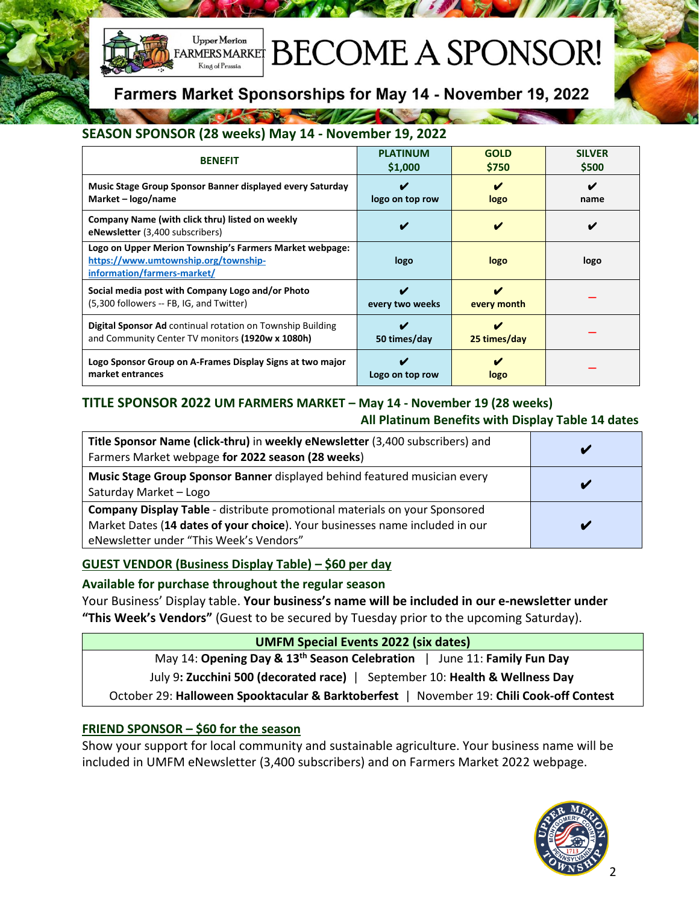# BECOME A SPONSOR!

Upper Merion FARMERS MARKET King of Prussia

## Farmers Market Sponsorships for May 14 - November 19, 2022

### SEASON SPONSOR (28 weeks) May 14 - November 19, 2022

| BENEFIT | PLATINUM $1,000 | GOLD $750 | SILVER $500 |
|---|---|---|---|
| **Music Stage Group Sponsor Banner displayed every Saturday Market – logo/name** | ✔ logo on top row | ✔ logo | ✔ name |
| **Company Name (with click thru) listed on weekly eNewsletter** (3,400 subscribers) | ✔ | ✔ | ✔ |
| **Logo on Upper Merion Township's Farmers Market webpage:** https://www.umtownship.org/township-information/farmers-market/ | logo | logo | logo |
| **Social media post with Company Logo and/or Photo** (5,300 followers -- FB, IG, and Twitter) | ✔ every two weeks | ✔ every month | – |
| **Digital Sponsor Ad** continual rotation on Township Building and Community Center TV monitors **(1920w x 1080h)** | ✔ 50 times/day | ✔ 25 times/day | – |
| **Logo Sponsor Group on A-Frames Display Signs at two major market entrances** | ✔ Logo on top row | ✔ logo | – |

### TITLE SPONSOR 2022 UM FARMERS MARKET – May 14 - November 19 (28 weeks)

**All Platinum Benefits with Display Table 14 dates**

| Benefit | |
|---|---|
| **Title Sponsor Name (click-thru)** in **weekly eNewsletter** (3,400 subscribers) and Farmers Market webpage **for 2022 season (28 weeks)** | ✔ |
| **Music Stage Group Sponsor Banner** displayed behind featured musician every Saturday Market – Logo | ✔ |
| **Company Display Table** - distribute promotional materials on your Sponsored Market Dates (**14 dates of your choice**). Your businesses name included in our eNewsletter under "This Week's Vendors" | ✔ |

### GUEST VENDOR (Business Display Table) – $60 per day

**Available for purchase throughout the regular season**

Your Business' Display table. **Your business's name will be included in our e-newsletter under "This Week's Vendors"** (Guest to be secured by Tuesday prior to the upcoming Saturday).

| UMFM Special Events 2022 (six dates) |
|---|
| May 14: **Opening Day & 13th Season Celebration** \| June 11: **Family Fun Day** |
| July 9**: Zucchini 500 (decorated race)** \| September 10: **Health & Wellness Day** |
| October 29: **Halloween Spooktacular & Barktoberfest** \| November 19: **Chili Cook-off Contest** |

### FRIEND SPONSOR – $60 for the season

Show your support for local community and sustainable agriculture. Your business name will be included in UMFM eNewsletter (3,400 subscribers) and on Farmers Market 2022 webpage.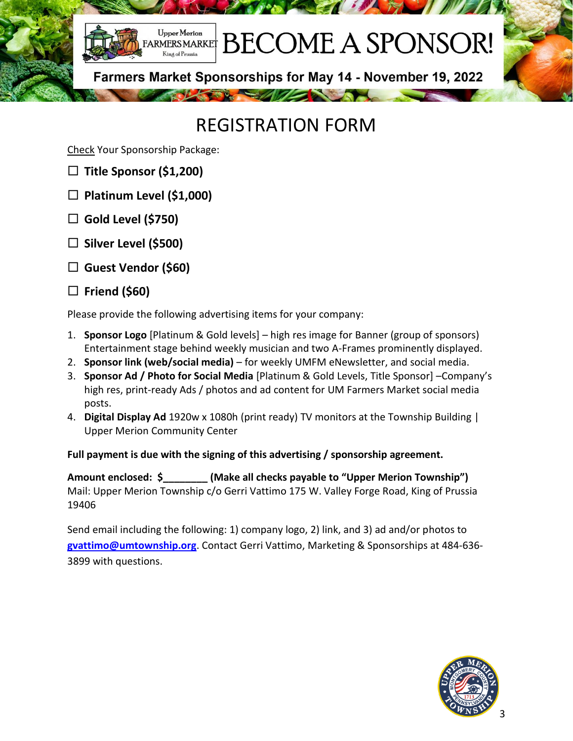# BECOME A SPONSOR!

**Farmers Market Sponsorships for May 14 - November 19, 2022**

# REGISTRATION FORM

Check Your Sponsorship Package:

- ☐ **Title Sponsor ($1,200)**
- ☐ **Platinum Level ($1,000)**
- ☐ **Gold Level ($750)**
- ☐ **Silver Level ($500)**
- ☐ **Guest Vendor ($60)**
- ☐ **Friend ($60)**

Please provide the following advertising items for your company:

1. **Sponsor Logo** [Platinum & Gold levels] – high res image for Banner (group of sponsors) Entertainment stage behind weekly musician and two A-Frames prominently displayed.
2. **Sponsor link (web/social media)** – for weekly UMFM eNewsletter, and social media.
3. **Sponsor Ad / Photo for Social Media** [Platinum & Gold Levels, Title Sponsor] –Company's high res, print-ready Ads / photos and ad content for UM Farmers Market social media posts.
4. **Digital Display Ad** 1920w x 1080h (print ready) TV monitors at the Township Building | Upper Merion Community Center

**Full payment is due with the signing of this advertising / sponsorship agreement.**

**Amount enclosed: $________ (Make all checks payable to "Upper Merion Township")**
Mail: Upper Merion Township c/o Gerri Vattimo 175 W. Valley Forge Road, King of Prussia 19406

Send email including the following: 1) company logo, 2) link, and 3) ad and/or photos to gvattimo@umtownship.org. Contact Gerri Vattimo, Marketing & Sponsorships at 484-636-3899 with questions.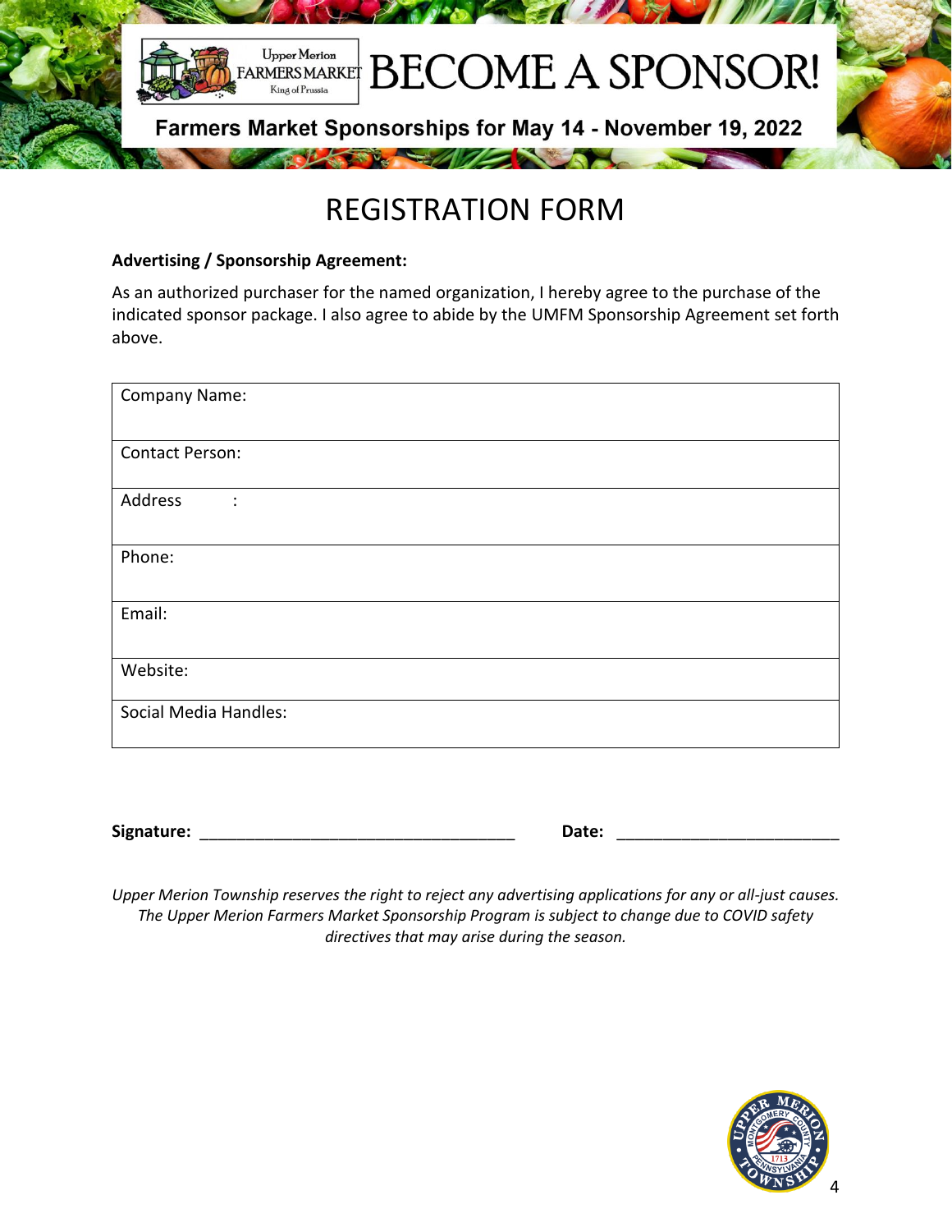# BECOME A SPONSOR!

**Farmers Market Sponsorships for May 14 - November 19, 2022**

## REGISTRATION FORM

**Advertising / Sponsorship Agreement:**

As an authorized purchaser for the named organization, I hereby agree to the purchase of the indicated sponsor package. I also agree to abide by the UMFM Sponsorship Agreement set forth above.

| |
|---|
| Company Name: |
| Contact Person: |
| Address : |
| Phone: |
| Email: |
| Website: |
| Social Media Handles: |

**Signature:** ___________________________________ **Date:** ________________________

*Upper Merion Township reserves the right to reject any advertising applications for any or all-just causes. The Upper Merion Farmers Market Sponsorship Program is subject to change due to COVID safety directives that may arise during the season.*